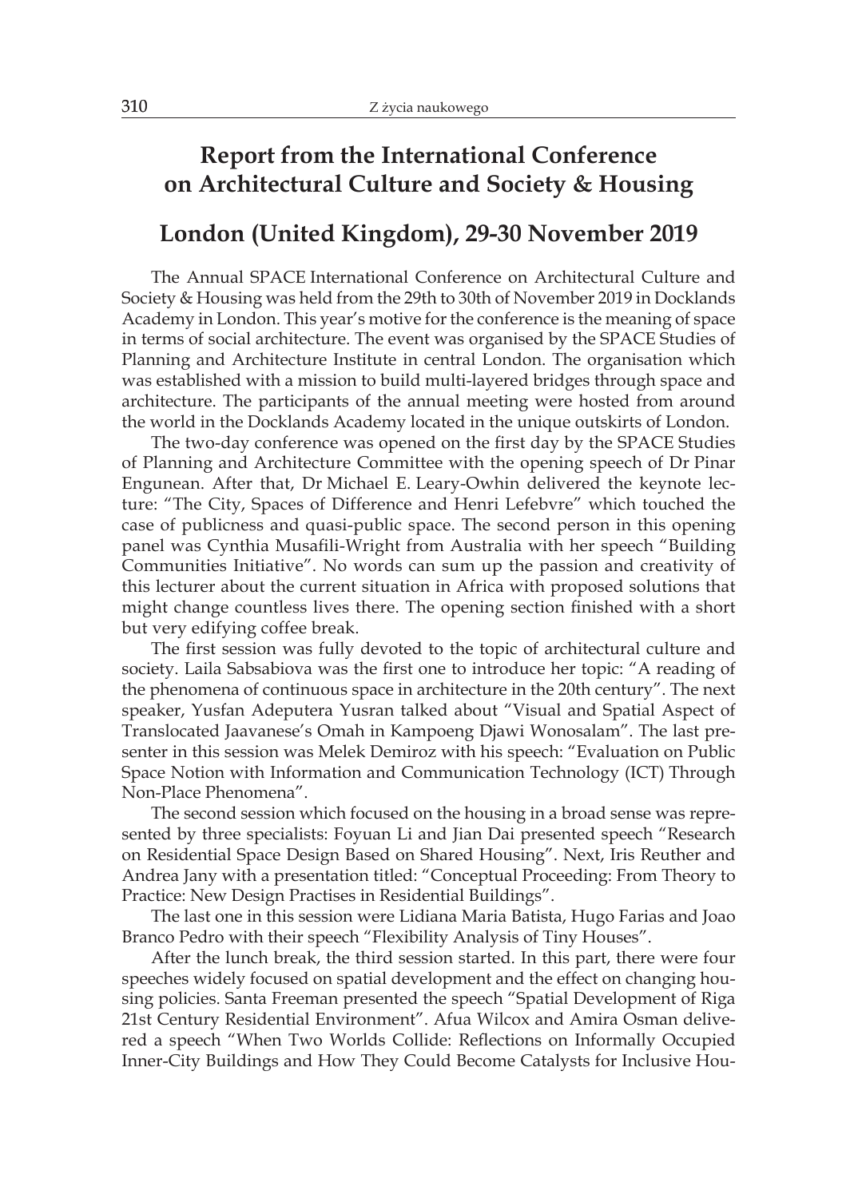# Report from the International Conference on Architectural Culture and Society & Housing

## London (United Kingdom), 29-30 November 2019

The Annual SPACE International Conference on Architectural Culture and Society & Housing was held from the 29th to 30th of November 2019 in Docklands Academy in London. This year's motive for the conference is the meaning of space in terms of social architecture. The event was organised by the SPACE Studies of Planning and Architecture Institute in central London. The organisation which was established with a mission to build multi-layered bridges through space and architecture. The participants of the annual meeting were hosted from around the world in the Docklands Academy located in the unique outskirts of London.

The two-day conference was opened on the first day by the SPACE Studies of Planning and Architecture Committee with the opening speech of Dr Pinar Engunean. After that, Dr Michael E. Leary-Owhin delivered the keynote lecture: "The City, Spaces of Difference and Henri Lefebvre" which touched the case of publicness and quasi-public space. The second person in this opening panel was Cynthia Musafili-Wright from Australia with her speech "Building Communities Initiative". No words can sum up the passion and creativity of this lecturer about the current situation in Africa with proposed solutions that might change countless lives there. The opening section finished with a short but very edifying coffee break.

The first session was fully devoted to the topic of architectural culture and society. Laila Sabsabiova was the first one to introduce her topic: "A reading of the phenomena of continuous space in architecture in the 20th century". The next speaker, Yusfan Adeputera Yusran talked about "Visual and Spatial Aspect of Translocated Jaavanese's Omah in Kampoeng Djawi Wonosalam". The last presenter in this session was Melek Demiroz with his speech: "Evaluation on Public Space Notion with Information and Communication Technology (ICT) Through Non-Place Phenomena".

The second session which focused on the housing in a broad sense was represented by three specialists: Foyuan Li and Jian Dai presented speech "Research on Residential Space Design Based on Shared Housing". Next, Iris Reuther and Andrea Jany with a presentation titled: "Conceptual Proceeding: From Theory to Practice: New Design Practises in Residential Buildings".

The last one in this session were Lidiana Maria Batista, Hugo Farias and Joao Branco Pedro with their speech "Flexibility Analysis of Tiny Houses".

After the lunch break, the third session started. In this part, there were four speeches widely focused on spatial development and the effect on changing housing policies. Santa Freeman presented the speech "Spatial Development of Riga 21st Century Residential Environment". Afua Wilcox and Amira Osman delivered a speech "When Two Worlds Collide: Reflections on Informally Occupied Inner-City Buildings and How They Could Become Catalysts for Inclusive Hou-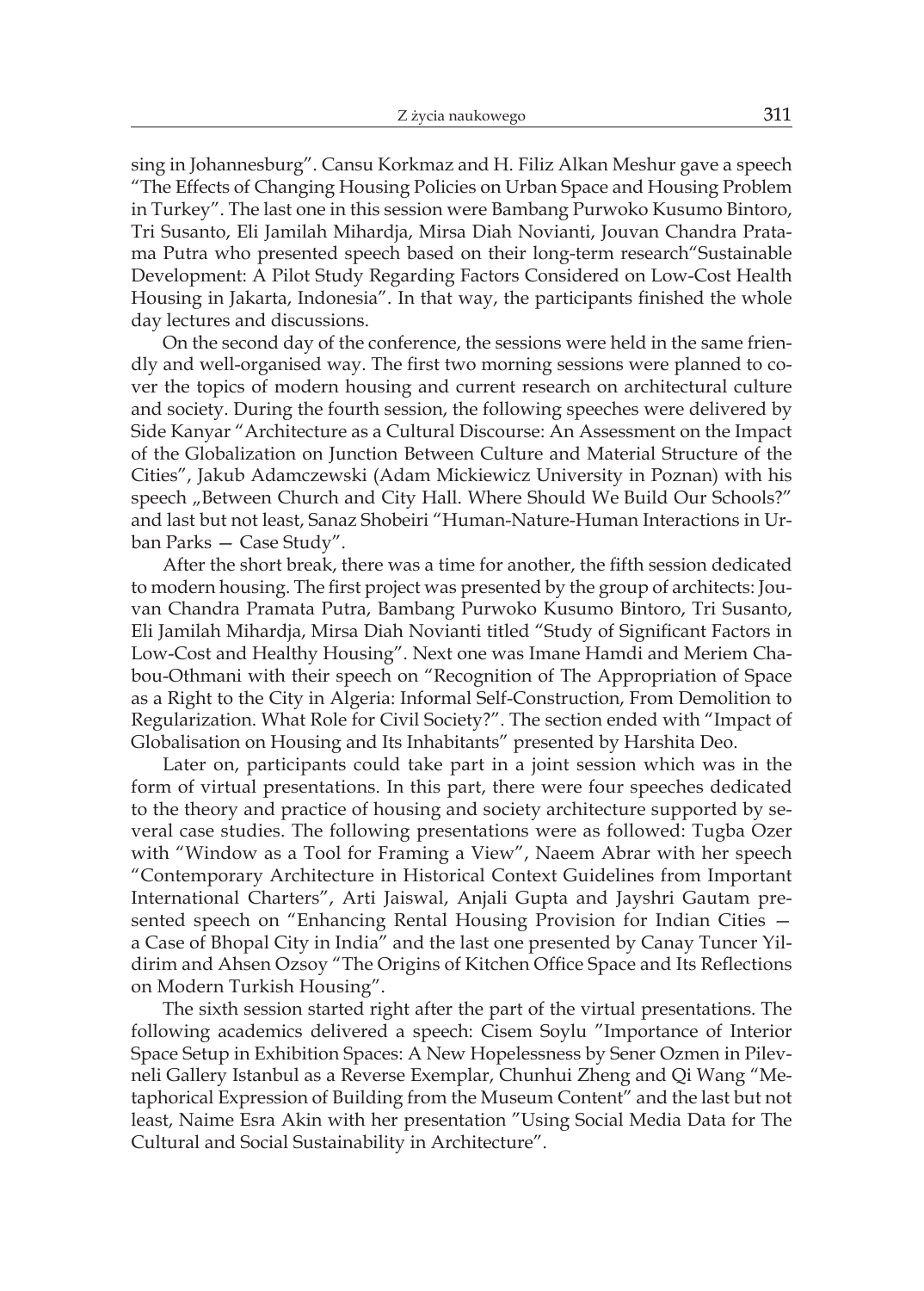sing in Johannesburg". Cansu Korkmaz and H. Filiz Alkan Meshur gave a speech "The Effects of Changing Housing Policies on Urban Space and Housing Problem in Turkey". The last one in this session were Bambang Purwoko Kusumo Bintoro, Tri Susanto, Eli Jamilah Mihardja, Mirsa Diah Novianti, Jouvan Chandra Pratama Putra who presented speech based on their long-term research"Sustainable Development: A Pilot Study Regarding Factors Considered on Low-Cost Health Housing in Jakarta, Indonesia". In that way, the participants finished the whole day lectures and discussions.

On the second day of the conference, the sessions were held in the same friendly and well-organised way. The first two morning sessions were planned to cover the topics of modern housing and current research on architectural culture and society. During the fourth session, the following speeches were delivered by Side Kanyar "Architecture as a Cultural Discourse: An Assessment on the Impact of the Globalization on Junction Between Culture and Material Structure of the Cities", Jakub Adamczewski (Adam Mickiewicz University in Poznan) with his speech „Between Church and City Hall. Where Should We Build Our Schools?" and last but not least, Sanaz Shobeiri "Human-Nature-Human Interactions in Urban Parks — Case Study".

After the short break, there was a time for another, the fifth session dedicated to modern housing. The first project was presented by the group of architects: Jouvan Chandra Pramata Putra, Bambang Purwoko Kusumo Bintoro, Tri Susanto, Eli Jamilah Mihardja, Mirsa Diah Novianti titled "Study of Significant Factors in Low-Cost and Healthy Housing". Next one was Imane Hamdi and Meriem Chabou-Othmani with their speech on "Recognition of The Appropriation of Space as a Right to the City in Algeria: Informal Self-Construction, From Demolition to Regularization. What Role for Civil Society?". The section ended with "Impact of Globalisation on Housing and Its Inhabitants" presented by Harshita Deo.

Later on, participants could take part in a joint session which was in the form of virtual presentations. In this part, there were four speeches dedicated to the theory and practice of housing and society architecture supported by several case studies. The following presentations were as followed: Tugba Ozer with "Window as a Tool for Framing a View", Naeem Abrar with her speech "Contemporary Architecture in Historical Context Guidelines from Important International Charters", Arti Jaiswal, Anjali Gupta and Jayshri Gautam presented speech on "Enhancing Rental Housing Provision for Indian Cities — a Case of Bhopal City in India" and the last one presented by Canay Tuncer Yildirim and Ahsen Ozsoy "The Origins of Kitchen Office Space and Its Reflections on Modern Turkish Housing".

The sixth session started right after the part of the virtual presentations. The following academics delivered a speech: Cisem Soylu "Importance of Interior Space Setup in Exhibition Spaces: A New Hopelessness by Sener Ozmen in Pilevneli Gallery Istanbul as a Reverse Exemplar, Chunhui Zheng and Qi Wang "Metaphorical Expression of Building from the Museum Content" and the last but not least, Naime Esra Akin with her presentation "Using Social Media Data for The Cultural and Social Sustainability in Architecture".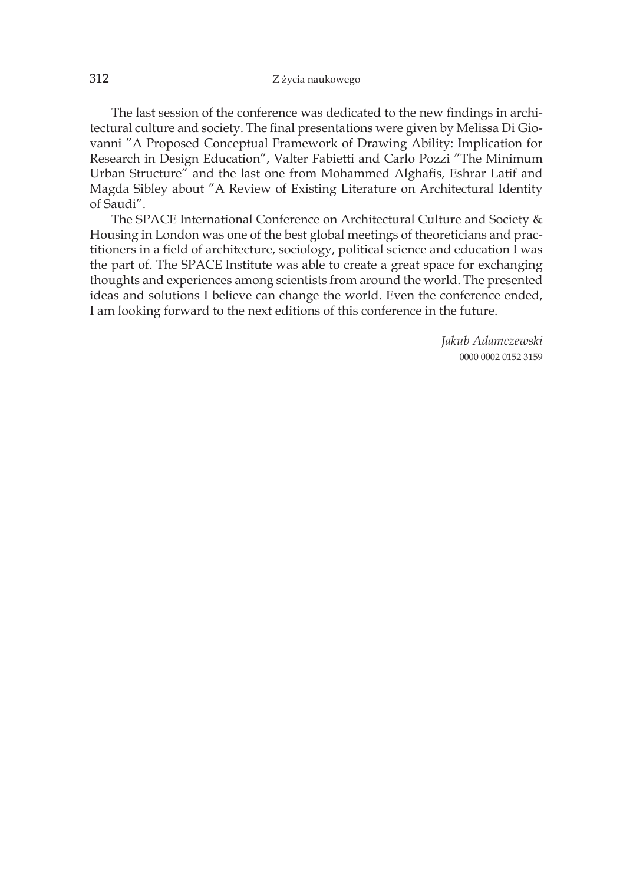The last session of the conference was dedicated to the new findings in architectural culture and society. The final presentations were given by Melissa Di Giovanni ″A Proposed Conceptual Framework of Drawing Ability: Implication for Research in Design Education″, Valter Fabietti and Carlo Pozzi ″The Minimum Urban Structure″ and the last one from Mohammed Alghafis, Eshrar Latif and Magda Sibley about ″A Review of Existing Literature on Architectural Identity of Saudi″.

The SPACE International Conference on Architectural Culture and Society & Housing in London was one of the best global meetings of theoreticians and practitioners in a field of architecture, sociology, political science and education I was the part of. The SPACE Institute was able to create a great space for exchanging thoughts and experiences among scientists from around the world. The presented ideas and solutions I believe can change the world. Even the conference ended, I am looking forward to the next editions of this conference in the future.

*Jakub Adamczewski*
0000 0002 0152 3159